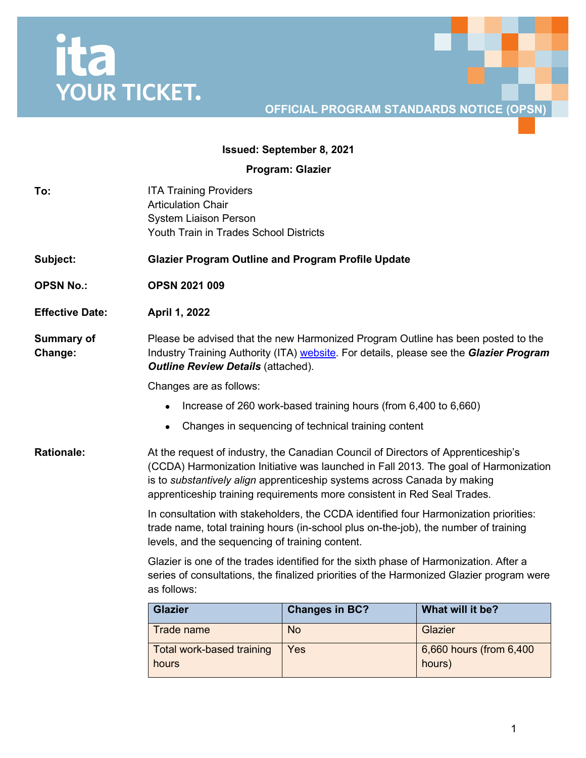ita YOUR TICKET.

OFFICIAL PROGRAM STANDARDS NOTICE (OPSN)

**Issued: September 8, 2021**

**Program: Glazier**

**To:** ITA Training Providers
Articulation Chair
System Liaison Person
Youth Train in Trades School Districts

**Subject:** **Glazier Program Outline and Program Profile Update**

**OPSN No.:** **OPSN 2021 009**

**Effective Date:** **April 1, 2022**

**Summary of Change:**

Please be advised that the new Harmonized Program Outline has been posted to the Industry Training Authority (ITA) website. For details, please see the ***Glazier Program Outline Review Details*** (attached).

Changes are as follows:

- Increase of 260 work-based training hours (from 6,400 to 6,660)
- Changes in sequencing of technical training content

**Rationale:**

At the request of industry, the Canadian Council of Directors of Apprenticeship's (CCDA) Harmonization Initiative was launched in Fall 2013. The goal of Harmonization is to *substantively align* apprenticeship systems across Canada by making apprenticeship training requirements more consistent in Red Seal Trades.

In consultation with stakeholders, the CCDA identified four Harmonization priorities: trade name, total training hours (in-school plus on-the-job), the number of training levels, and the sequencing of training content.

Glazier is one of the trades identified for the sixth phase of Harmonization. After a series of consultations, the finalized priorities of the Harmonized Glazier program were as follows:

| Glazier | Changes in BC? | What will it be? |
| --- | --- | --- |
| Trade name | No | Glazier |
| Total work-based training hours | Yes | 6,660 hours (from 6,400 hours) |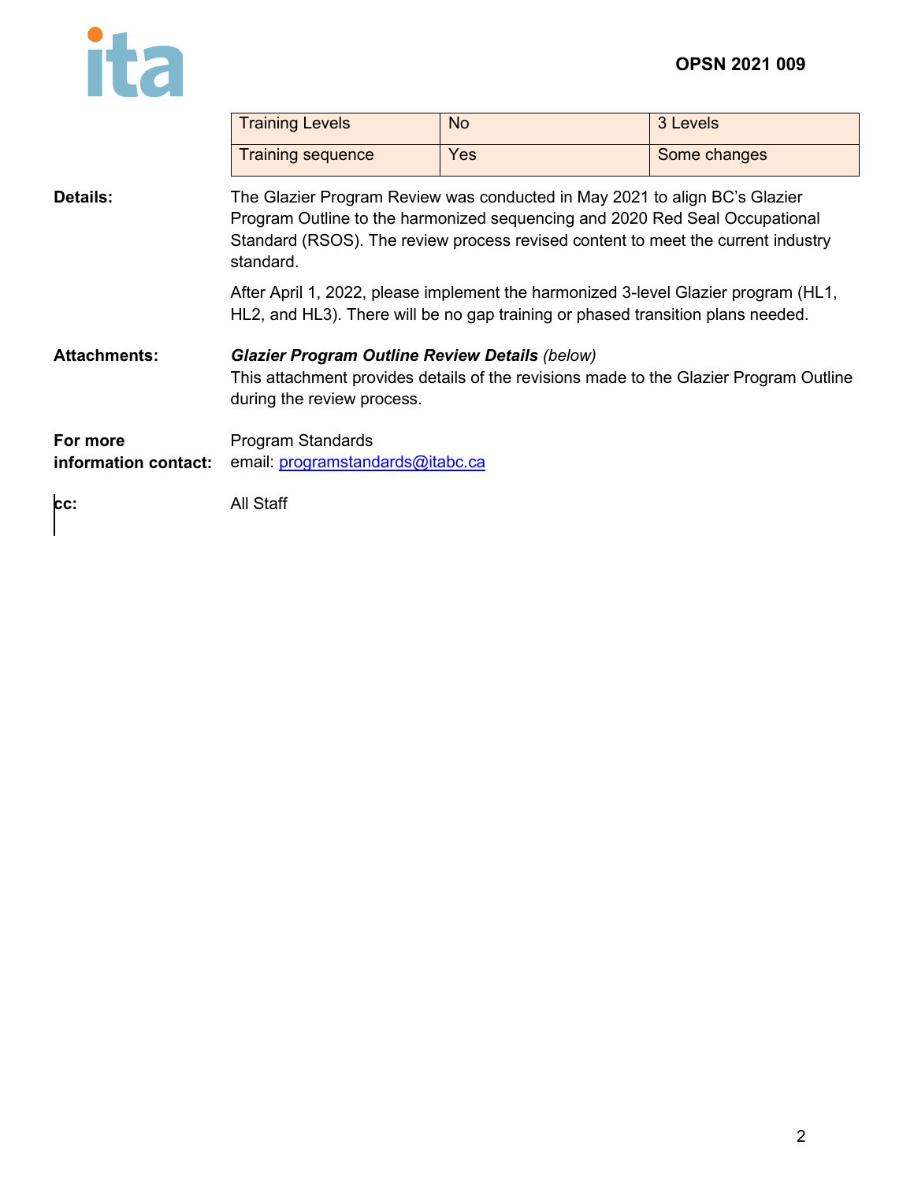| Training Levels | No | 3 Levels |
|---|---|---|
| Training sequence | Yes | Some changes |

**Details:**

The Glazier Program Review was conducted in May 2021 to align BC's Glazier Program Outline to the harmonized sequencing and 2020 Red Seal Occupational Standard (RSOS). The review process revised content to meet the current industry standard.

After April 1, 2022, please implement the harmonized 3-level Glazier program (HL1, HL2, and HL3). There will be no gap training or phased transition plans needed.

**Attachments:**

***Glazier Program Outline Review Details*** *(below)*
This attachment provides details of the revisions made to the Glazier Program Outline during the review process.

**For more information contact:**

Program Standards
email: programstandards@itabc.ca

**cc:**

All Staff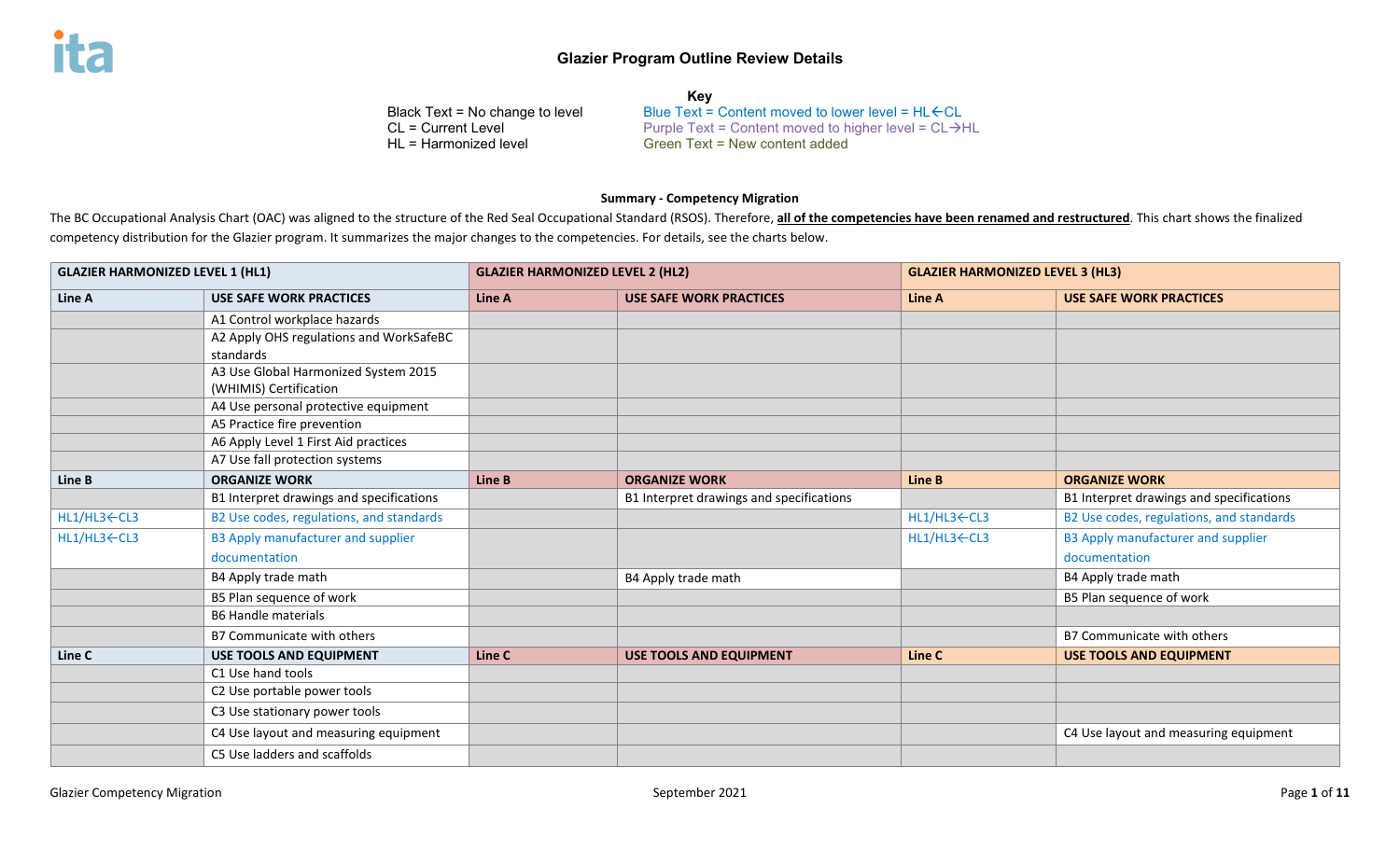# Glazier Program Outline Review Details

**Key**

Black Text = No change to level
CL = Current Level
HL = Harmonized level

Blue Text = Content moved to lower level = HL←CL
Purple Text = Content moved to higher level = CL→HL
Green Text = New content added

**Summary - Competency Migration**

The BC Occupational Analysis Chart (OAC) was aligned to the structure of the Red Seal Occupational Standard (RSOS). Therefore, **all of the competencies have been renamed and restructured**. This chart shows the finalized competency distribution for the Glazier program. It summarizes the major changes to the competencies. For details, see the charts below.

| GLAZIER HARMONIZED LEVEL 1 (HL1) | | GLAZIER HARMONIZED LEVEL 2 (HL2) | | GLAZIER HARMONIZED LEVEL 3 (HL3) | |
|---|---|---|---|---|---|
| **Line A** | **USE SAFE WORK PRACTICES** | **Line A** | **USE SAFE WORK PRACTICES** | **Line A** | **USE SAFE WORK PRACTICES** |
| | A1 Control workplace hazards | | | | |
| | A2 Apply OHS regulations and WorkSafeBC standards | | | | |
| | A3 Use Global Harmonized System 2015 (WHIMIS) Certification | | | | |
| | A4 Use personal protective equipment | | | | |
| | A5 Practice fire prevention | | | | |
| | A6 Apply Level 1 First Aid practices | | | | |
| | A7 Use fall protection systems | | | | |
| **Line B** | **ORGANIZE WORK** | **Line B** | **ORGANIZE WORK** | **Line B** | **ORGANIZE WORK** |
| | B1 Interpret drawings and specifications | | B1 Interpret drawings and specifications | | B1 Interpret drawings and specifications |
| HL1/HL3←CL3 | B2 Use codes, regulations, and standards | | | HL1/HL3←CL3 | B2 Use codes, regulations, and standards |
| HL1/HL3←CL3 | B3 Apply manufacturer and supplier documentation | | | HL1/HL3←CL3 | B3 Apply manufacturer and supplier documentation |
| | B4 Apply trade math | | B4 Apply trade math | | B4 Apply trade math |
| | B5 Plan sequence of work | | | | B5 Plan sequence of work |
| | B6 Handle materials | | | | |
| | B7 Communicate with others | | | | B7 Communicate with others |
| **Line C** | **USE TOOLS AND EQUIPMENT** | **Line C** | **USE TOOLS AND EQUIPMENT** | **Line C** | **USE TOOLS AND EQUIPMENT** |
| | C1 Use hand tools | | | | |
| | C2 Use portable power tools | | | | |
| | C3 Use stationary power tools | | | | |
| | C4 Use layout and measuring equipment | | | | C4 Use layout and measuring equipment |
| | C5 Use ladders and scaffolds | | | | |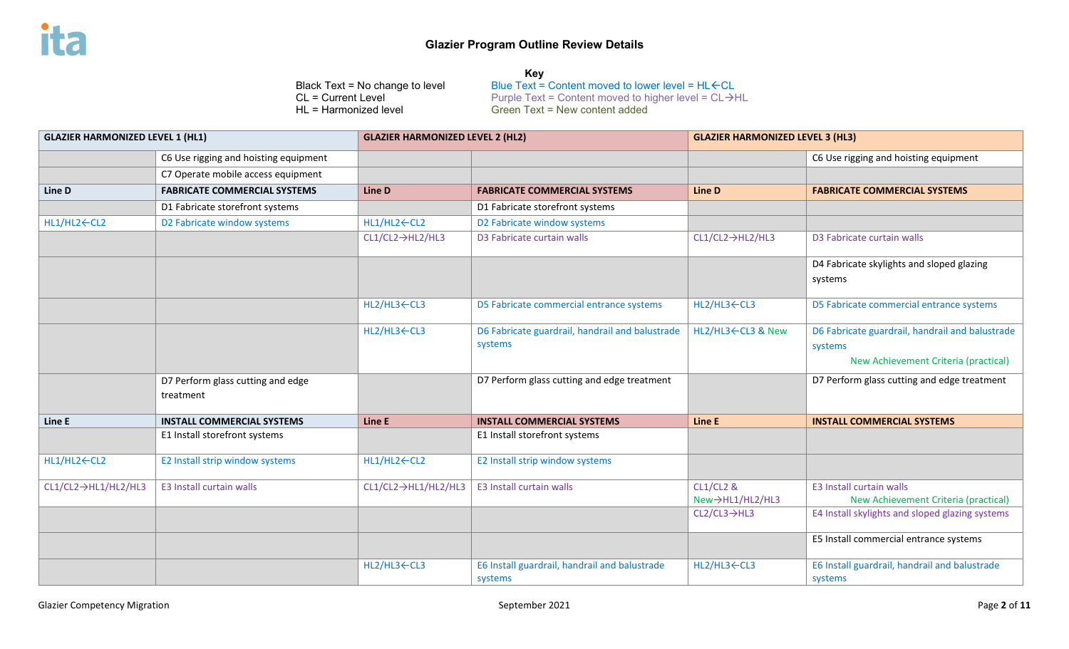## Glazier Program Outline Review Details

**Key**

Black Text = No change to level
CL = Current Level
HL = Harmonized level

Blue Text = Content moved to lower level = HL←CL
Purple Text = Content moved to higher level = CL→HL
Green Text = New content added

| GLAZIER HARMONIZED LEVEL 1 (HL1) | | GLAZIER HARMONIZED LEVEL 2 (HL2) | | GLAZIER HARMONIZED LEVEL 3 (HL3) | |
|---|---|---|---|---|---|
| | C6 Use rigging and hoisting equipment | | | | C6 Use rigging and hoisting equipment |
| | C7 Operate mobile access equipment | | | | |
| **Line D** | **FABRICATE COMMERCIAL SYSTEMS** | **Line D** | **FABRICATE COMMERCIAL SYSTEMS** | **Line D** | **FABRICATE COMMERCIAL SYSTEMS** |
| | D1 Fabricate storefront systems | | D1 Fabricate storefront systems | | |
| HL1/HL2←CL2 | D2 Fabricate window systems | HL1/HL2←CL2 | D2 Fabricate window systems | | |
| | | CL1/CL2→HL2/HL3 | D3 Fabricate curtain walls | CL1/CL2→HL2/HL3 | D3 Fabricate curtain walls |
| | | | | | D4 Fabricate skylights and sloped glazing systems |
| | | HL2/HL3←CL3 | D5 Fabricate commercial entrance systems | HL2/HL3←CL3 | D5 Fabricate commercial entrance systems |
| | | HL2/HL3←CL3 | D6 Fabricate guardrail, handrail and balustrade systems | HL2/HL3←CL3 & New | D6 Fabricate guardrail, handrail and balustrade systems<br>New Achievement Criteria (practical) |
| | D7 Perform glass cutting and edge treatment | | D7 Perform glass cutting and edge treatment | | D7 Perform glass cutting and edge treatment |
| **Line E** | **INSTALL COMMERCIAL SYSTEMS** | **Line E** | **INSTALL COMMERCIAL SYSTEMS** | **Line E** | **INSTALL COMMERCIAL SYSTEMS** |
| | E1 Install storefront systems | | E1 Install storefront systems | | |
| HL1/HL2←CL2 | E2 Install strip window systems | HL1/HL2←CL2 | E2 Install strip window systems | | |
| CL1/CL2→HL1/HL2/HL3 | E3 Install curtain walls | CL1/CL2→HL1/HL2/HL3 | E3 Install curtain walls | CL1/CL2 & New→HL1/HL2/HL3 | E3 Install curtain walls<br>New Achievement Criteria (practical) |
| | | | | CL2/CL3→HL3 | E4 Install skylights and sloped glazing systems |
| | | | | | E5 Install commercial entrance systems |
| | | HL2/HL3←CL3 | E6 Install guardrail, handrail and balustrade systems | HL2/HL3←CL3 | E6 Install guardrail, handrail and balustrade systems |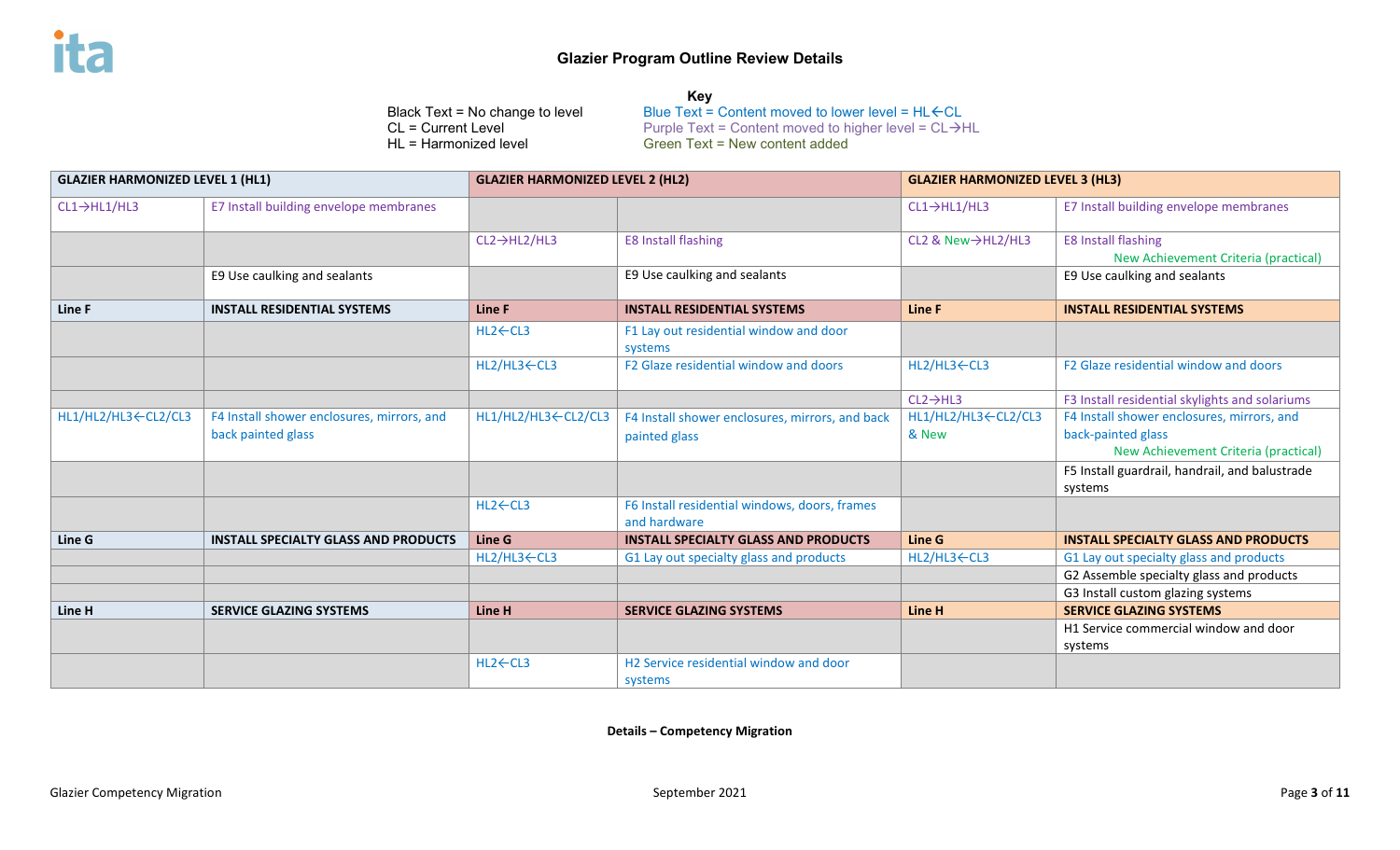## Glazier Program Outline Review Details

**Key**

Black Text = No change to level
CL = Current Level
HL = Harmonized level

Blue Text = Content moved to lower level = HL←CL
Purple Text = Content moved to higher level = CL→HL
Green Text = New content added

| GLAZIER HARMONIZED LEVEL 1 (HL1) | | GLAZIER HARMONIZED LEVEL 2 (HL2) | | GLAZIER HARMONIZED LEVEL 3 (HL3) | |
|---|---|---|---|---|---|
| CL1→HL1/HL3 | E7 Install building envelope membranes | | | CL1→HL1/HL3 | E7 Install building envelope membranes |
| | | CL2→HL2/HL3 | E8 Install flashing | CL2 & New→HL2/HL3 | E8 Install flashing New Achievement Criteria (practical) |
| | E9 Use caulking and sealants | | E9 Use caulking and sealants | | E9 Use caulking and sealants |
| **Line F** | **INSTALL RESIDENTIAL SYSTEMS** | **Line F** | **INSTALL RESIDENTIAL SYSTEMS** | **Line F** | **INSTALL RESIDENTIAL SYSTEMS** |
| | | HL2←CL3 | F1 Lay out residential window and door systems | | |
| | | HL2/HL3←CL3 | F2 Glaze residential window and doors | HL2/HL3←CL3 | F2 Glaze residential window and doors |
| | | | | CL2→HL3 | F3 Install residential skylights and solariums |
| HL1/HL2/HL3←CL2/CL3 | F4 Install shower enclosures, mirrors, and back painted glass | HL1/HL2/HL3←CL2/CL3 | F4 Install shower enclosures, mirrors, and back painted glass | HL1/HL2/HL3←CL2/CL3 & New | F4 Install shower enclosures, mirrors, and back-painted glass New Achievement Criteria (practical) |
| | | | | | F5 Install guardrail, handrail, and balustrade systems |
| | | HL2←CL3 | F6 Install residential windows, doors, frames and hardware | | |
| **Line G** | **INSTALL SPECIALTY GLASS AND PRODUCTS** | **Line G** | **INSTALL SPECIALTY GLASS AND PRODUCTS** | **Line G** | **INSTALL SPECIALTY GLASS AND PRODUCTS** |
| | | HL2/HL3←CL3 | G1 Lay out specialty glass and products | HL2/HL3←CL3 | G1 Lay out specialty glass and products |
| | | | | | G2 Assemble specialty glass and products |
| | | | | | G3 Install custom glazing systems |
| **Line H** | **SERVICE GLAZING SYSTEMS** | **Line H** | **SERVICE GLAZING SYSTEMS** | **Line H** | **SERVICE GLAZING SYSTEMS** |
| | | | | | H1 Service commercial window and door systems |
| | | HL2←CL3 | H2 Service residential window and door systems | | |

**Details – Competency Migration**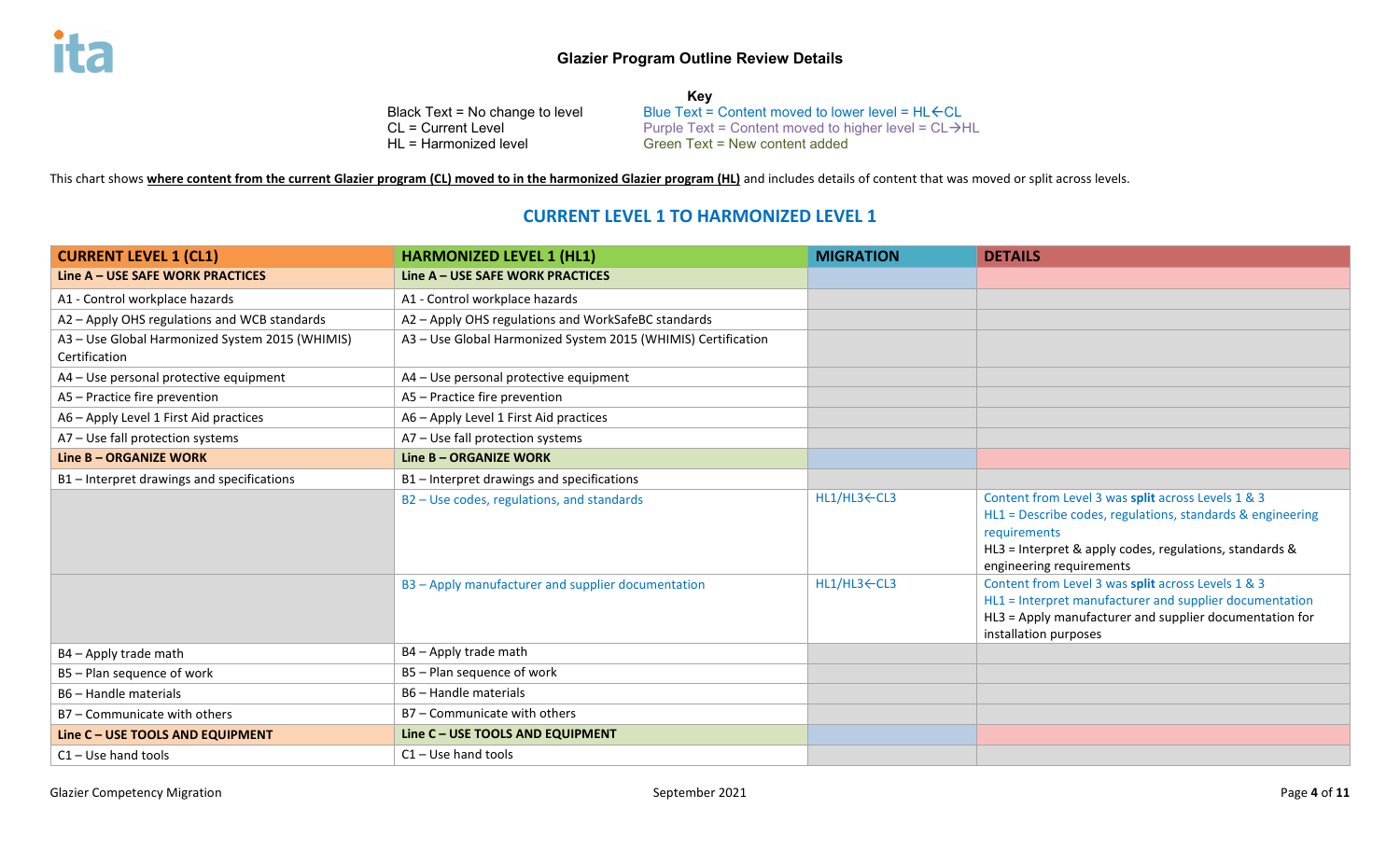## Glazier Program Outline Review Details

**Key**

Black Text = No change to level
CL = Current Level
HL = Harmonized level

Blue Text = Content moved to lower level = HL←CL
Purple Text = Content moved to higher level = CL→HL
Green Text = New content added

This chart shows **where content from the current Glazier program (CL) moved to in the harmonized Glazier program (HL)** and includes details of content that was moved or split across levels.

## CURRENT LEVEL 1 TO HARMONIZED LEVEL 1

| CURRENT LEVEL 1 (CL1) | HARMONIZED LEVEL 1 (HL1) | MIGRATION | DETAILS |
|---|---|---|---|
| **Line A – USE SAFE WORK PRACTICES** | **Line A – USE SAFE WORK PRACTICES** | | |
| A1 - Control workplace hazards | A1 - Control workplace hazards | | |
| A2 – Apply OHS regulations and WCB standards | A2 – Apply OHS regulations and WorkSafeBC standards | | |
| A3 – Use Global Harmonized System 2015 (WHMIS) Certification | A3 – Use Global Harmonized System 2015 (WHMIS) Certification | | |
| A4 – Use personal protective equipment | A4 – Use personal protective equipment | | |
| A5 – Practice fire prevention | A5 – Practice fire prevention | | |
| A6 – Apply Level 1 First Aid practices | A6 – Apply Level 1 First Aid practices | | |
| A7 – Use fall protection systems | A7 – Use fall protection systems | | |
| **Line B – ORGANIZE WORK** | **Line B – ORGANIZE WORK** | | |
| B1 – Interpret drawings and specifications | B1 – Interpret drawings and specifications | | |
| | B2 – Use codes, regulations, and standards | HL1/HL3←CL3 | Content from Level 3 was **split** across Levels 1 & 3<br>HL1 = Describe codes, regulations, standards & engineering requirements<br>HL3 = Interpret & apply codes, regulations, standards & engineering requirements |
| | B3 – Apply manufacturer and supplier documentation | HL1/HL3←CL3 | Content from Level 3 was **split** across Levels 1 & 3<br>HL1 = Interpret manufacturer and supplier documentation<br>HL3 = Apply manufacturer and supplier documentation for installation purposes |
| B4 – Apply trade math | B4 – Apply trade math | | |
| B5 – Plan sequence of work | B5 – Plan sequence of work | | |
| B6 – Handle materials | B6 – Handle materials | | |
| B7 – Communicate with others | B7 – Communicate with others | | |
| **Line C – USE TOOLS AND EQUIPMENT** | **Line C – USE TOOLS AND EQUIPMENT** | | |
| C1 – Use hand tools | C1 – Use hand tools | | |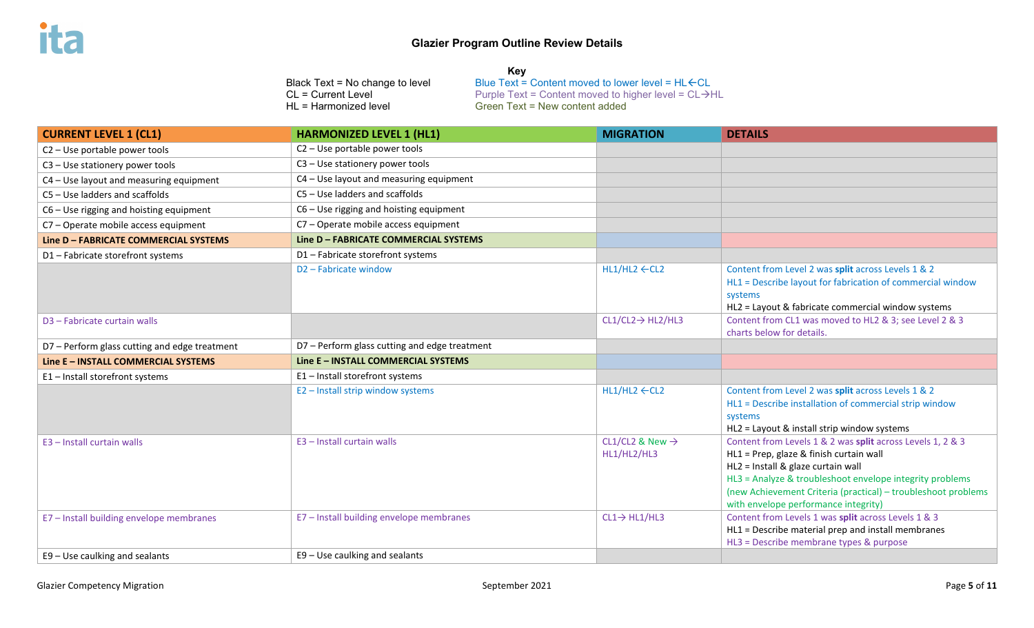## Glazier Program Outline Review Details

**Key**

Black Text = No change to level
CL = Current Level
HL = Harmonized level

Blue Text = Content moved to lower level = HL←CL
Purple Text = Content moved to higher level = CL→HL
Green Text = New content added

| CURRENT LEVEL 1 (CL1) | HARMONIZED LEVEL 1 (HL1) | MIGRATION | DETAILS |
|---|---|---|---|
| C2 – Use portable power tools | C2 – Use portable power tools | | |
| C3 – Use stationery power tools | C3 – Use stationery power tools | | |
| C4 – Use layout and measuring equipment | C4 – Use layout and measuring equipment | | |
| C5 – Use ladders and scaffolds | C5 – Use ladders and scaffolds | | |
| C6 – Use rigging and hoisting equipment | C6 – Use rigging and hoisting equipment | | |
| C7 – Operate mobile access equipment | C7 – Operate mobile access equipment | | |
| **Line D – FABRICATE COMMERCIAL SYSTEMS** | **Line D – FABRICATE COMMERCIAL SYSTEMS** | | |
| D1 – Fabricate storefront systems | D1 – Fabricate storefront systems | | |
| | D2 – Fabricate window | HL1/HL2 ←CL2 | Content from Level 2 was **split** across Levels 1 & 2<br>HL1 = Describe layout for fabrication of commercial window systems<br>HL2 = Layout & fabricate commercial window systems |
| D3 – Fabricate curtain walls | | CL1/CL2→ HL2/HL3 | Content from CL1 was moved to HL2 & 3; see Level 2 & 3 charts below for details. |
| D7 – Perform glass cutting and edge treatment | D7 – Perform glass cutting and edge treatment | | |
| **Line E – INSTALL COMMERCIAL SYSTEMS** | **Line E – INSTALL COMMERCIAL SYSTEMS** | | |
| E1 – Install storefront systems | E1 – Install storefront systems | | |
| | E2 – Install strip window systems | HL1/HL2 ←CL2 | Content from Level 2 was **split** across Levels 1 & 2<br>HL1 = Describe installation of commercial strip window systems<br>HL2 = Layout & install strip window systems |
| E3 – Install curtain walls | E3 – Install curtain walls | CL1/CL2 & New → HL1/HL2/HL3 | Content from Levels 1 & 2 was **split** across Levels 1, 2 & 3<br>HL1 = Prep, glaze & finish curtain wall<br>HL2 = Install & glaze curtain wall<br>HL3 = Analyze & troubleshoot envelope integrity problems (new Achievement Criteria (practical) – troubleshoot problems with envelope performance integrity) |
| E7 – Install building envelope membranes | E7 – Install building envelope membranes | CL1→ HL1/HL3 | Content from Levels 1 was **split** across Levels 1 & 3<br>HL1 = Describe material prep and install membranes<br>HL3 = Describe membrane types & purpose |
| E9 – Use caulking and sealants | E9 – Use caulking and sealants | | |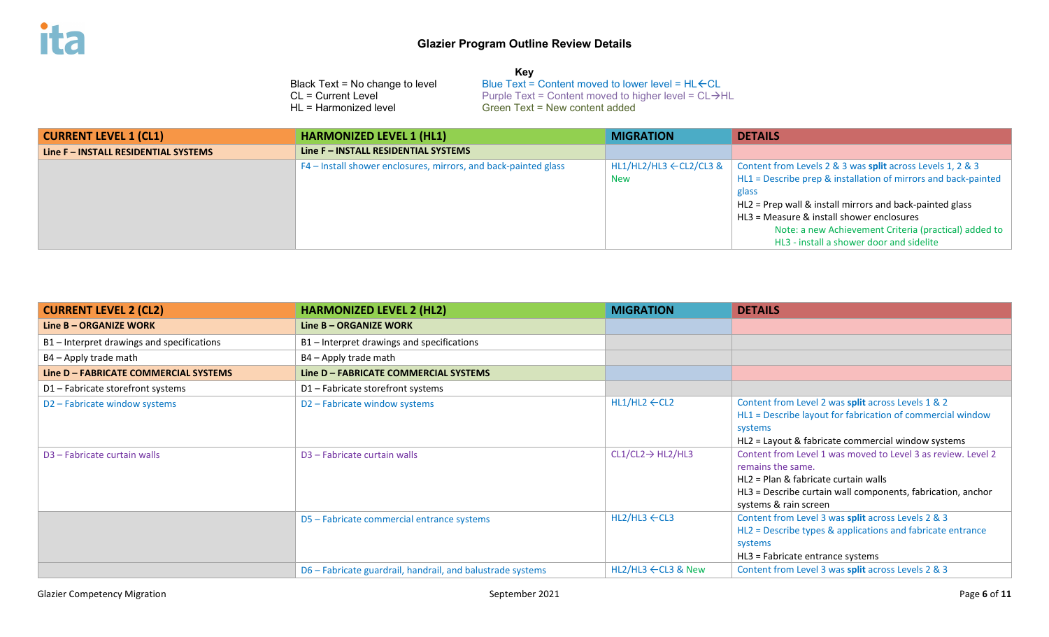## Glazier Program Outline Review Details

**Key**

Black Text = No change to level
CL = Current Level
HL = Harmonized level

Blue Text = Content moved to lower level = HL←CL
Purple Text = Content moved to higher level = CL→HL
Green Text = New content added

| CURRENT LEVEL 1 (CL1) | HARMONIZED LEVEL 1 (HL1) | MIGRATION | DETAILS |
|---|---|---|---|
| **Line F – INSTALL RESIDENTIAL SYSTEMS** | **Line F – INSTALL RESIDENTIAL SYSTEMS** | | |
| | F4 – Install shower enclosures, mirrors, and back-painted glass | HL1/HL2/HL3 ←CL2/CL3 & New | Content from Levels 2 & 3 was **split** across Levels 1, 2 & 3<br>HL1 = Describe prep & installation of mirrors and back-painted glass<br>HL2 = Prep wall & install mirrors and back-painted glass<br>HL3 = Measure & install shower enclosures<br>Note: a new Achievement Criteria (practical) added to HL3 - install a shower door and sidelite |

| CURRENT LEVEL 2 (CL2) | HARMONIZED LEVEL 2 (HL2) | MIGRATION | DETAILS |
|---|---|---|---|
| **Line B – ORGANIZE WORK** | **Line B – ORGANIZE WORK** | | |
| B1 – Interpret drawings and specifications | B1 – Interpret drawings and specifications | | |
| B4 – Apply trade math | B4 – Apply trade math | | |
| **Line D – FABRICATE COMMERCIAL SYSTEMS** | **Line D – FABRICATE COMMERCIAL SYSTEMS** | | |
| D1 – Fabricate storefront systems | D1 – Fabricate storefront systems | | |
| D2 – Fabricate window systems | D2 – Fabricate window systems | HL1/HL2 ←CL2 | Content from Level 2 was **split** across Levels 1 & 2<br>HL1 = Describe layout for fabrication of commercial window systems<br>HL2 = Layout & fabricate commercial window systems |
| D3 – Fabricate curtain walls | D3 – Fabricate curtain walls | CL1/CL2→ HL2/HL3 | Content from Level 1 was moved to Level 3 as review. Level 2 remains the same.<br>HL2 = Plan & fabricate curtain walls<br>HL3 = Describe curtain wall components, fabrication, anchor systems & rain screen |
| | D5 – Fabricate commercial entrance systems | HL2/HL3 ←CL3 | Content from Level 3 was **split** across Levels 2 & 3<br>HL2 = Describe types & applications and fabricate entrance systems<br>HL3 = Fabricate entrance systems |
| | D6 – Fabricate guardrail, handrail, and balustrade systems | HL2/HL3 ←CL3 & New | Content from Level 3 was **split** across Levels 2 & 3 |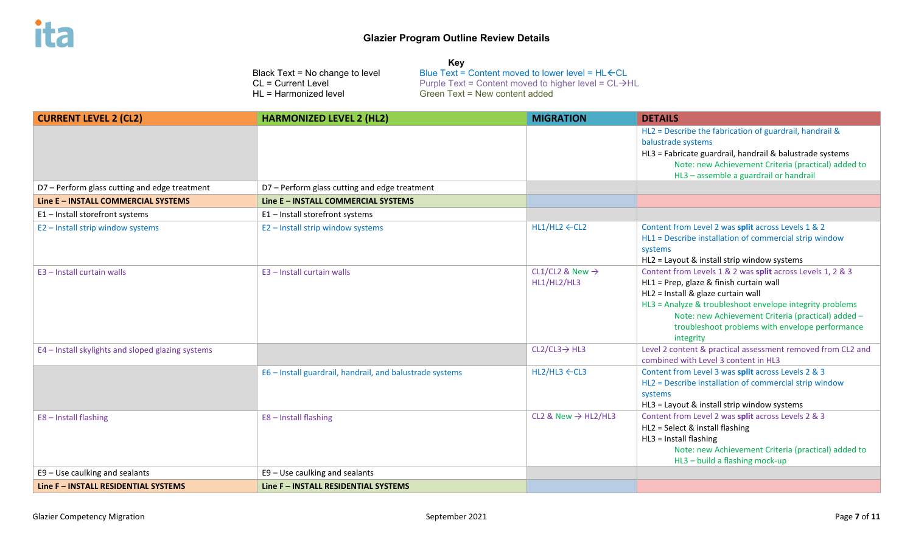# Glazier Program Outline Review Details

**Key**

Black Text = No change to level
CL = Current Level
HL = Harmonized level

Blue Text = Content moved to lower level = HL←CL
Purple Text = Content moved to higher level = CL→HL
Green Text = New content added

| CURRENT LEVEL 2 (CL2) | HARMONIZED LEVEL 2 (HL2) | MIGRATION | DETAILS |
|---|---|---|---|
| | | | HL2 = Describe the fabrication of guardrail, handrail & balustrade systems<br>HL3 = Fabricate guardrail, handrail & balustrade systems<br>Note: new Achievement Criteria (practical) added to HL3 – assemble a guardrail or handrail |
| D7 – Perform glass cutting and edge treatment | D7 – Perform glass cutting and edge treatment | | |
| **Line E – INSTALL COMMERCIAL SYSTEMS** | **Line E – INSTALL COMMERCIAL SYSTEMS** | | |
| E1 – Install storefront systems | E1 – Install storefront systems | | |
| E2 – Install strip window systems | E2 – Install strip window systems | HL1/HL2 ←CL2 | Content from Level 2 was **split** across Levels 1 & 2<br>HL1 = Describe installation of commercial strip window systems<br>HL2 = Layout & install strip window systems |
| E3 – Install curtain walls | E3 – Install curtain walls | CL1/CL2 & New → HL1/HL2/HL3 | Content from Levels 1 & 2 was **split** across Levels 1, 2 & 3<br>HL1 = Prep, glaze & finish curtain wall<br>HL2 = Install & glaze curtain wall<br>HL3 = Analyze & troubleshoot envelope integrity problems<br>Note: new Achievement Criteria (practical) added – troubleshoot problems with envelope performance integrity |
| E4 – Install skylights and sloped glazing systems | | CL2/CL3→ HL3 | Level 2 content & practical assessment removed from CL2 and combined with Level 3 content in HL3 |
| | E6 – Install guardrail, handrail, and balustrade systems | HL2/HL3 ←CL3 | Content from Level 3 was **split** across Levels 2 & 3<br>HL2 = Describe installation of commercial strip window systems<br>HL3 = Layout & install strip window systems |
| E8 – Install flashing | E8 – Install flashing | CL2 & New → HL2/HL3 | Content from Level 2 was **split** across Levels 2 & 3<br>HL2 = Select & install flashing<br>HL3 = Install flashing<br>Note: new Achievement Criteria (practical) added to HL3 – build a flashing mock-up |
| E9 – Use caulking and sealants | E9 – Use caulking and sealants | | |
| **Line F – INSTALL RESIDENTIAL SYSTEMS** | **Line F – INSTALL RESIDENTIAL SYSTEMS** | | |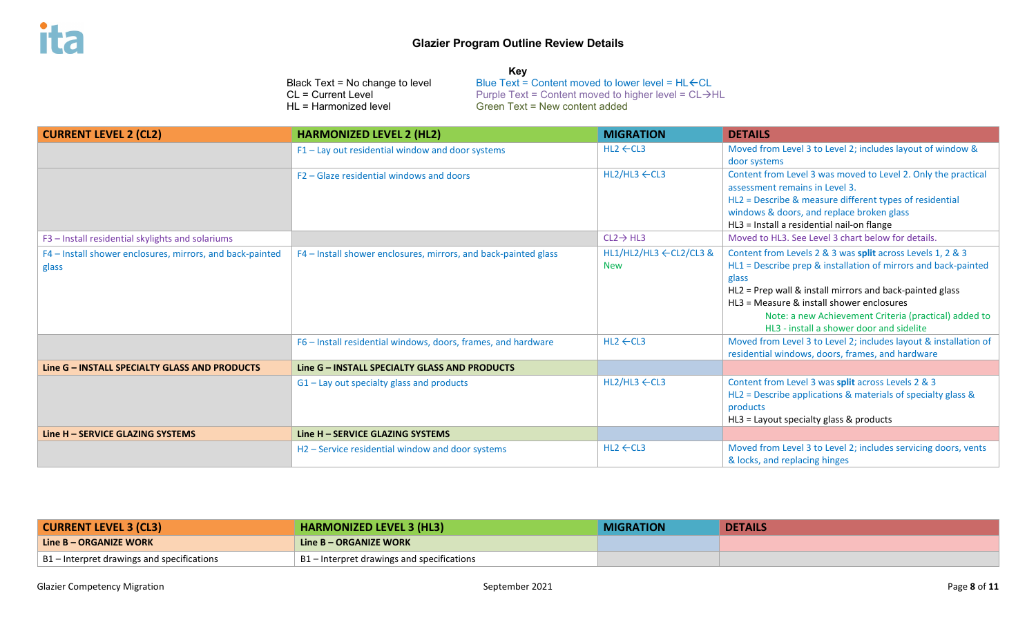# Glazier Program Outline Review Details

**Key**

Black Text = No change to level
CL = Current Level
HL = Harmonized level

Blue Text = Content moved to lower level = HL←CL
Purple Text = Content moved to higher level = CL→HL
Green Text = New content added

| CURRENT LEVEL 2 (CL2) | HARMONIZED LEVEL 2 (HL2) | MIGRATION | DETAILS |
|---|---|---|---|
| | F1 – Lay out residential window and door systems | HL2 ←CL3 | Moved from Level 3 to Level 2; includes layout of window & door systems |
| | F2 – Glaze residential windows and doors | HL2/HL3 ←CL3 | Content from Level 3 was moved to Level 2. Only the practical assessment remains in Level 3.<br>HL2 = Describe & measure different types of residential windows & doors, and replace broken glass<br>HL3 = Install a residential nail-on flange |
| F3 – Install residential skylights and solariums | | CL2→ HL3 | Moved to HL3. See Level 3 chart below for details. |
| F4 – Install shower enclosures, mirrors, and back-painted glass | F4 – Install shower enclosures, mirrors, and back-painted glass | HL1/HL2/HL3 ←CL2/CL3 & New | Content from Levels 2 & 3 was **split** across Levels 1, 2 & 3<br>HL1 = Describe prep & installation of mirrors and back-painted glass<br>HL2 = Prep wall & install mirrors and back-painted glass<br>HL3 = Measure & install shower enclosures<br>Note: a new Achievement Criteria (practical) added to HL3 - install a shower door and sidelite |
| | F6 – Install residential windows, doors, frames, and hardware | HL2 ←CL3 | Moved from Level 3 to Level 2; includes layout & installation of residential windows, doors, frames, and hardware |
| **Line G – INSTALL SPECIALTY GLASS AND PRODUCTS** | **Line G – INSTALL SPECIALTY GLASS AND PRODUCTS** | | |
| | G1 – Lay out specialty glass and products | HL2/HL3 ←CL3 | Content from Level 3 was **split** across Levels 2 & 3<br>HL2 = Describe applications & materials of specialty glass & products<br>HL3 = Layout specialty glass & products |
| **Line H – SERVICE GLAZING SYSTEMS** | **Line H – SERVICE GLAZING SYSTEMS** | | |
| | H2 – Service residential window and door systems | HL2 ←CL3 | Moved from Level 3 to Level 2; includes servicing doors, vents & locks, and replacing hinges |

| CURRENT LEVEL 3 (CL3) | HARMONIZED LEVEL 3 (HL3) | MIGRATION | DETAILS |
|---|---|---|---|
| **Line B – ORGANIZE WORK** | **Line B – ORGANIZE WORK** | | |
| B1 – Interpret drawings and specifications | B1 – Interpret drawings and specifications | | |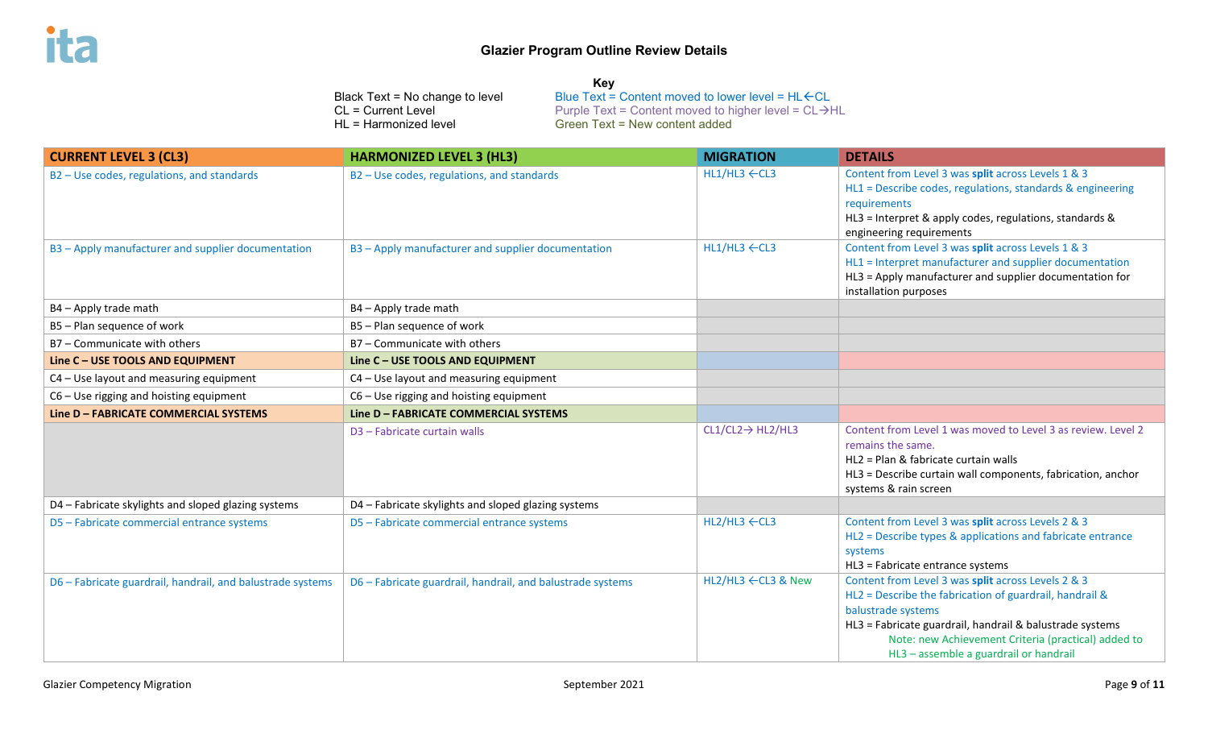# Glazier Program Outline Review Details

**Key**

Black Text = No change to level
CL = Current Level
HL = Harmonized level

Blue Text = Content moved to lower level = HL←CL
Purple Text = Content moved to higher level = CL→HL
Green Text = New content added

| CURRENT LEVEL 3 (CL3) | HARMONIZED LEVEL 3 (HL3) | MIGRATION | DETAILS |
|---|---|---|---|
| B2 – Use codes, regulations, and standards | B2 – Use codes, regulations, and standards | HL1/HL3 ←CL3 | Content from Level 3 was **split** across Levels 1 & 3<br>HL1 = Describe codes, regulations, standards & engineering requirements<br>HL3 = Interpret & apply codes, regulations, standards & engineering requirements |
| B3 – Apply manufacturer and supplier documentation | B3 – Apply manufacturer and supplier documentation | HL1/HL3 ←CL3 | Content from Level 3 was **split** across Levels 1 & 3<br>HL1 = Interpret manufacturer and supplier documentation<br>HL3 = Apply manufacturer and supplier documentation for installation purposes |
| B4 – Apply trade math | B4 – Apply trade math | | |
| B5 – Plan sequence of work | B5 – Plan sequence of work | | |
| B7 – Communicate with others | B7 – Communicate with others | | |
| **Line C – USE TOOLS AND EQUIPMENT** | **Line C – USE TOOLS AND EQUIPMENT** | | |
| C4 – Use layout and measuring equipment | C4 – Use layout and measuring equipment | | |
| C6 – Use rigging and hoisting equipment | C6 – Use rigging and hoisting equipment | | |
| **Line D – FABRICATE COMMERCIAL SYSTEMS** | **Line D – FABRICATE COMMERCIAL SYSTEMS** | | |
| | D3 – Fabricate curtain walls | CL1/CL2→ HL2/HL3 | Content from Level 1 was moved to Level 3 as review. Level 2 remains the same.<br>HL2 = Plan & fabricate curtain walls<br>HL3 = Describe curtain wall components, fabrication, anchor systems & rain screen |
| D4 – Fabricate skylights and sloped glazing systems | D4 – Fabricate skylights and sloped glazing systems | | |
| D5 – Fabricate commercial entrance systems | D5 – Fabricate commercial entrance systems | HL2/HL3 ←CL3 | Content from Level 3 was **split** across Levels 2 & 3<br>HL2 = Describe types & applications and fabricate entrance systems<br>HL3 = Fabricate entrance systems |
| D6 – Fabricate guardrail, handrail, and balustrade systems | D6 – Fabricate guardrail, handrail, and balustrade systems | HL2/HL3 ←CL3 & New | Content from Level 3 was **split** across Levels 2 & 3<br>HL2 = Describe the fabrication of guardrail, handrail & balustrade systems<br>HL3 = Fabricate guardrail, handrail & balustrade systems<br>Note: new Achievement Criteria (practical) added to HL3 – assemble a guardrail or handrail |

Glazier Competency Migration — September 2021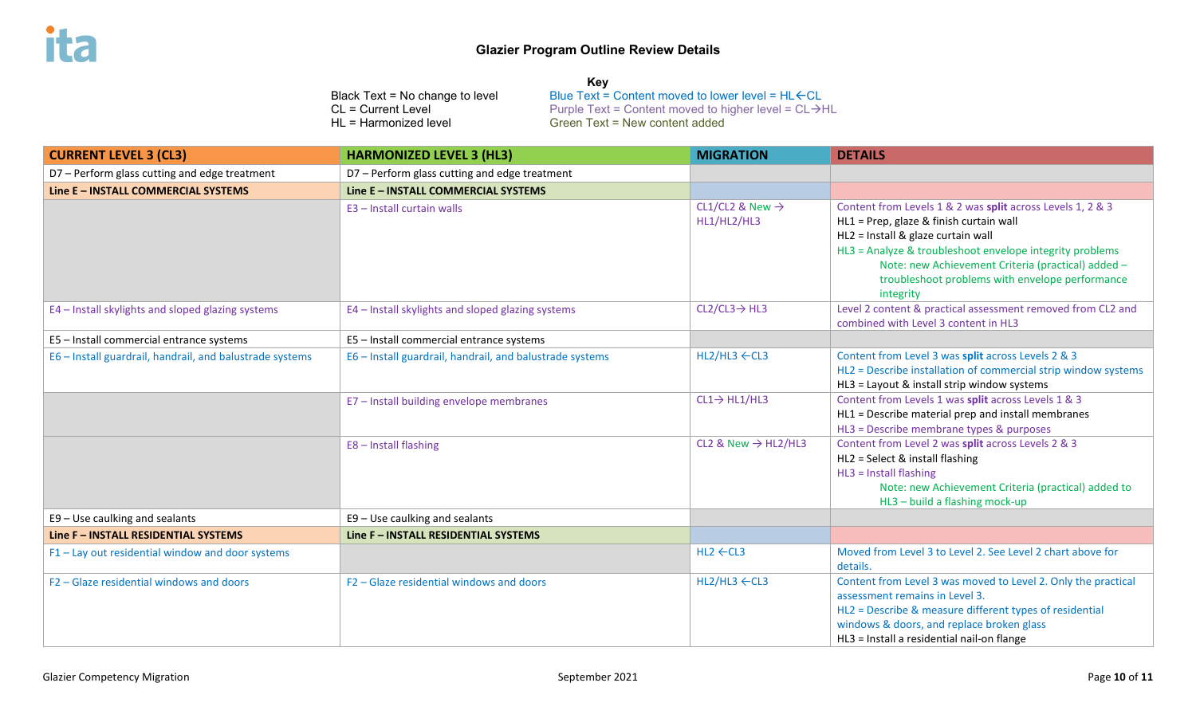# Glazier Program Outline Review Details

**Key**

Black Text = No change to level
CL = Current Level
HL = Harmonized level

Blue Text = Content moved to lower level = HL←CL
Purple Text = Content moved to higher level = CL→HL
Green Text = New content added

| CURRENT LEVEL 3 (CL3) | HARMONIZED LEVEL 3 (HL3) | MIGRATION | DETAILS |
|---|---|---|---|
| D7 – Perform glass cutting and edge treatment | D7 – Perform glass cutting and edge treatment | | |
| **Line E – INSTALL COMMERCIAL SYSTEMS** | **Line E – INSTALL COMMERCIAL SYSTEMS** | | |
| | E3 – Install curtain walls | CL1/CL2 & New → HL1/HL2/HL3 | Content from Levels 1 & 2 was **split** across Levels 1, 2 & 3<br>HL1 = Prep, glaze & finish curtain wall<br>HL2 = Install & glaze curtain wall<br>HL3 = Analyze & troubleshoot envelope integrity problems<br>Note: new Achievement Criteria (practical) added – troubleshoot problems with envelope performance integrity |
| E4 – Install skylights and sloped glazing systems | E4 – Install skylights and sloped glazing systems | CL2/CL3→ HL3 | Level 2 content & practical assessment removed from CL2 and combined with Level 3 content in HL3 |
| E5 – Install commercial entrance systems | E5 – Install commercial entrance systems | | |
| E6 – Install guardrail, handrail, and balustrade systems | E6 – Install guardrail, handrail, and balustrade systems | HL2/HL3 ←CL3 | Content from Level 3 was **split** across Levels 2 & 3<br>HL2 = Describe installation of commercial strip window systems<br>HL3 = Layout & install strip window systems |
| | E7 – Install building envelope membranes | CL1→ HL1/HL3 | Content from Levels 1 was **split** across Levels 1 & 3<br>HL1 = Describe material prep and install membranes<br>HL3 = Describe membrane types & purposes |
| | E8 – Install flashing | CL2 & New → HL2/HL3 | Content from Level 2 was **split** across Levels 2 & 3<br>HL2 = Select & install flashing<br>HL3 = Install flashing<br>Note: new Achievement Criteria (practical) added to HL3 – build a flashing mock-up |
| E9 – Use caulking and sealants | E9 – Use caulking and sealants | | |
| **Line F – INSTALL RESIDENTIAL SYSTEMS** | **Line F – INSTALL RESIDENTIAL SYSTEMS** | | |
| F1 – Lay out residential window and door systems | | HL2 ←CL3 | Moved from Level 3 to Level 2. See Level 2 chart above for details. |
| F2 – Glaze residential windows and doors | F2 – Glaze residential windows and doors | HL2/HL3 ←CL3 | Content from Level 3 was moved to Level 2. Only the practical assessment remains in Level 3.<br>HL2 = Describe & measure different types of residential windows & doors, and replace broken glass<br>HL3 = Install a residential nail-on flange |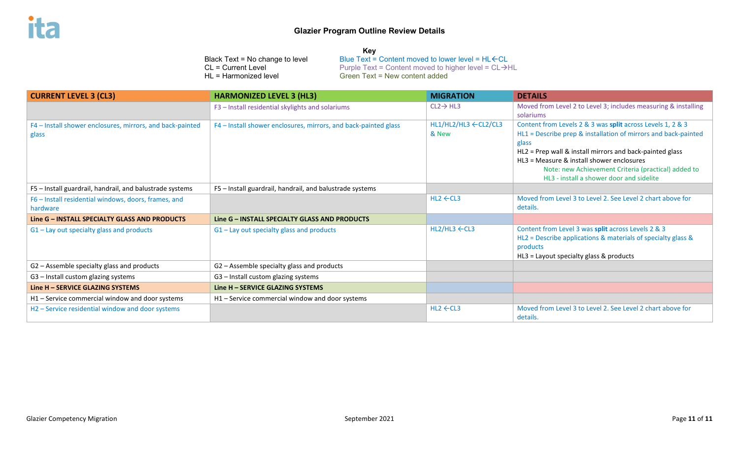# Glazier Program Outline Review Details

**Key**

Black Text = No change to level
CL = Current Level
HL = Harmonized level

Blue Text = Content moved to lower level = HL←CL
Purple Text = Content moved to higher level = CL→HL
Green Text = New content added

| CURRENT LEVEL 3 (CL3) | HARMONIZED LEVEL 3 (HL3) | MIGRATION | DETAILS |
|---|---|---|---|
| | F3 – Install residential skylights and solariums | CL2→ HL3 | Moved from Level 2 to Level 3; includes measuring & installing solariums |
| F4 – Install shower enclosures, mirrors, and back-painted glass | F4 – Install shower enclosures, mirrors, and back-painted glass | HL1/HL2/HL3 ←CL2/CL3 & New | Content from Levels 2 & 3 was **split** across Levels 1, 2 & 3<br>HL1 = Describe prep & installation of mirrors and back-painted glass<br>HL2 = Prep wall & install mirrors and back-painted glass<br>HL3 = Measure & install shower enclosures<br>Note: new Achievement Criteria (practical) added to HL3 - install a shower door and sidelite |
| F5 – Install guardrail, handrail, and balustrade systems | F5 – Install guardrail, handrail, and balustrade systems | | |
| F6 – Install residential windows, doors, frames, and hardware | | HL2 ←CL3 | Moved from Level 3 to Level 2. See Level 2 chart above for details. |
| **Line G – INSTALL SPECIALTY GLASS AND PRODUCTS** | **Line G – INSTALL SPECIALTY GLASS AND PRODUCTS** | | |
| G1 – Lay out specialty glass and products | G1 – Lay out specialty glass and products | HL2/HL3 ←CL3 | Content from Level 3 was **split** across Levels 2 & 3<br>HL2 = Describe applications & materials of specialty glass & products<br>HL3 = Layout specialty glass & products |
| G2 – Assemble specialty glass and products | G2 – Assemble specialty glass and products | | |
| G3 – Install custom glazing systems | G3 – Install custom glazing systems | | |
| **Line H – SERVICE GLAZING SYSTEMS** | **Line H – SERVICE GLAZING SYSTEMS** | | |
| H1 – Service commercial window and door systems | H1 – Service commercial window and door systems | | |
| H2 – Service residential window and door systems | | HL2 ←CL3 | Moved from Level 3 to Level 2. See Level 2 chart above for details. |

Glazier Competency Migration September 2021